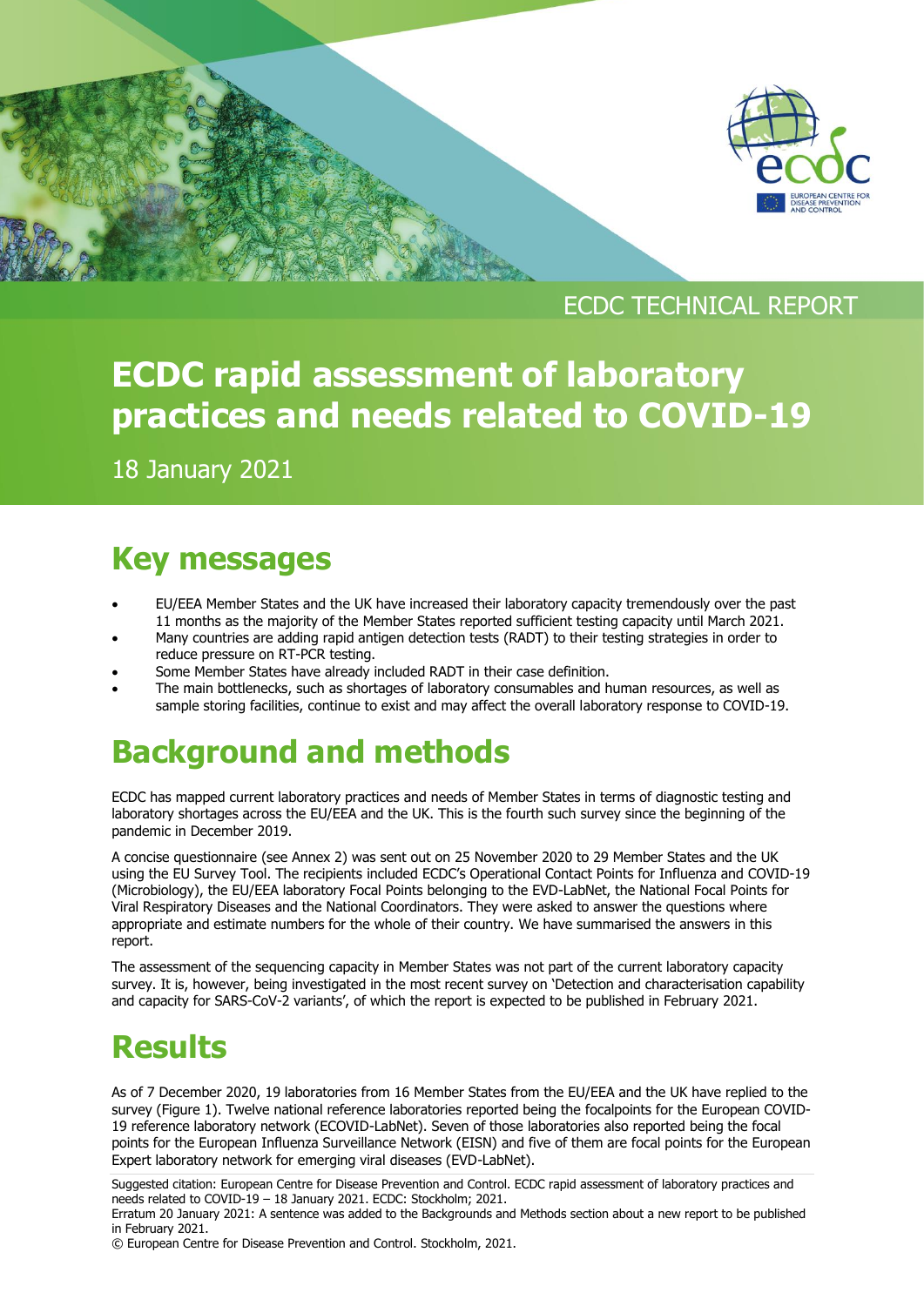ECDC TECHNICAL REPORT

# ECDC rapid assessment of laboratory practices and needs related to COVID-19

18 January 2021

## Key messages

- EU/EEA Member States and the UK have increased their laboratory capacity tremendously over the past 11 months as the majority of the Member States reported sufficient testing capacity until March 2021.
- Many countries are adding rapid antigen detection tests (RADT) to their testing strategies in order to reduce pressure on RT-PCR testing.
- Some Member States have already included RADT in their case definition.
- The main bottlenecks, such as shortages of laboratory consumables and human resources, as well as sample storing facilities, continue to exist and may affect the overall laboratory response to COVID-19.

## Background and methods

ECDC has mapped current laboratory practices and needs of Member States in terms of diagnostic testing and laboratory shortages across the EU/EEA and the UK. This is the fourth such survey since the beginning of the pandemic in December 2019.

A concise questionnaire (see Annex 2) was sent out on 25 November 2020 to 29 Member States and the UK using the EU Survey Tool. The recipients included ECDC's Operational Contact Points for Influenza and COVID-19 (Microbiology), the EU/EEA laboratory Focal Points belonging to the EVD-LabNet, the National Focal Points for Viral Respiratory Diseases and the National Coordinators. They were asked to answer the questions where appropriate and estimate numbers for the whole of their country. We have summarised the answers in this report.

The assessment of the sequencing capacity in Member States was not part of the current laboratory capacity survey. It is, however, being investigated in the most recent survey on 'Detection and characterisation capability and capacity for SARS-CoV-2 variants', of which the report is expected to be published in February 2021.

## Results

As of 7 December 2020, 19 laboratories from 16 Member States from the EU/EEA and the UK have replied to the survey (Figure 1). Twelve national reference laboratories reported being the focalpoints for the European COVID-19 reference laboratory network (ECOVID-LabNet). Seven of those laboratories also reported being the focal points for the European Influenza Surveillance Network (EISN) and five of them are focal points for the European Expert laboratory network for emerging viral diseases (EVD-LabNet).

Suggested citation: European Centre for Disease Prevention and Control. ECDC rapid assessment of laboratory practices and needs related to COVID-19 – 18 January 2021. ECDC: Stockholm; 2021.

Erratum 20 January 2021: A sentence was added to the Backgrounds and Methods section about a new report to be published in February 2021.

© European Centre for Disease Prevention and Control. Stockholm, 2021.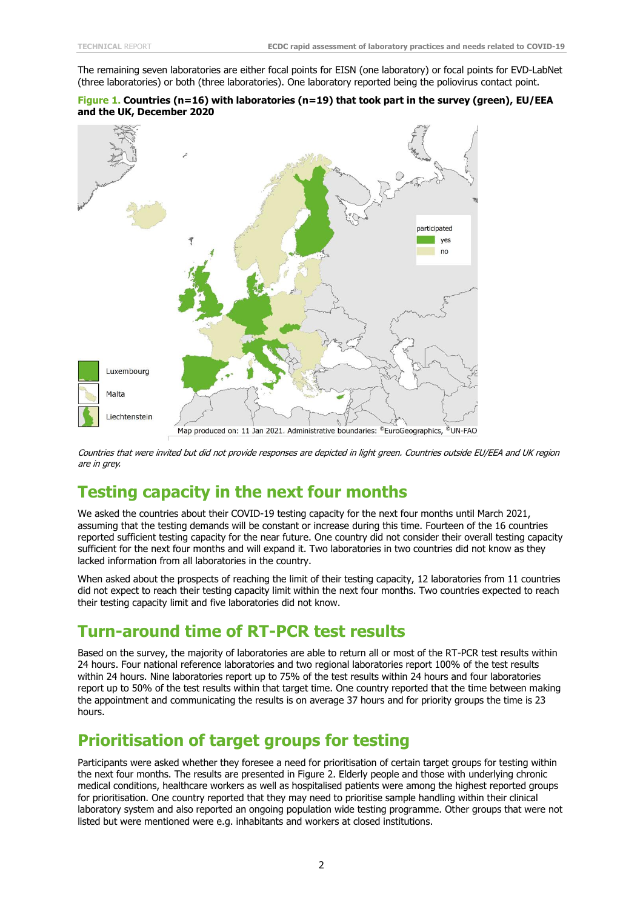The remaining seven laboratories are either focal points for EISN (one laboratory) or focal points for EVD-LabNet (three laboratories) or both (three laboratories). One laboratory reported being the poliovirus contact point.

**Figure 1. Countries (n=16) with laboratories (n=19) that took part in the survey (green), EU/EEA and the UK, December 2020**

participated
yes
no

Luxembourg
Malta
Liechtenstein

Map produced on: 11 Jan 2021. Administrative boundaries: ©EuroGeographics, ©UN-FAO

*Countries that were invited but did not provide responses are depicted in light green. Countries outside EU/EEA and UK region are in grey.*

## Testing capacity in the next four months

We asked the countries about their COVID-19 testing capacity for the next four months until March 2021, assuming that the testing demands will be constant or increase during this time. Fourteen of the 16 countries reported sufficient testing capacity for the near future. One country did not consider their overall testing capacity sufficient for the next four months and will expand it. Two laboratories in two countries did not know as they lacked information from all laboratories in the country.

When asked about the prospects of reaching the limit of their testing capacity, 12 laboratories from 11 countries did not expect to reach their testing capacity limit within the next four months. Two countries expected to reach their testing capacity limit and five laboratories did not know.

## Turn-around time of RT-PCR test results

Based on the survey, the majority of laboratories are able to return all or most of the RT-PCR test results within 24 hours. Four national reference laboratories and two regional laboratories report 100% of the test results within 24 hours. Nine laboratories report up to 75% of the test results within 24 hours and four laboratories report up to 50% of the test results within that target time. One country reported that the time between making the appointment and communicating the results is on average 37 hours and for priority groups the time is 23 hours.

## Prioritisation of target groups for testing

Participants were asked whether they foresee a need for prioritisation of certain target groups for testing within the next four months. The results are presented in Figure 2. Elderly people and those with underlying chronic medical conditions, healthcare workers as well as hospitalised patients were among the highest reported groups for prioritisation. One country reported that they may need to prioritise sample handling within their clinical laboratory system and also reported an ongoing population wide testing programme. Other groups that were not listed but were mentioned were e.g. inhabitants and workers at closed institutions.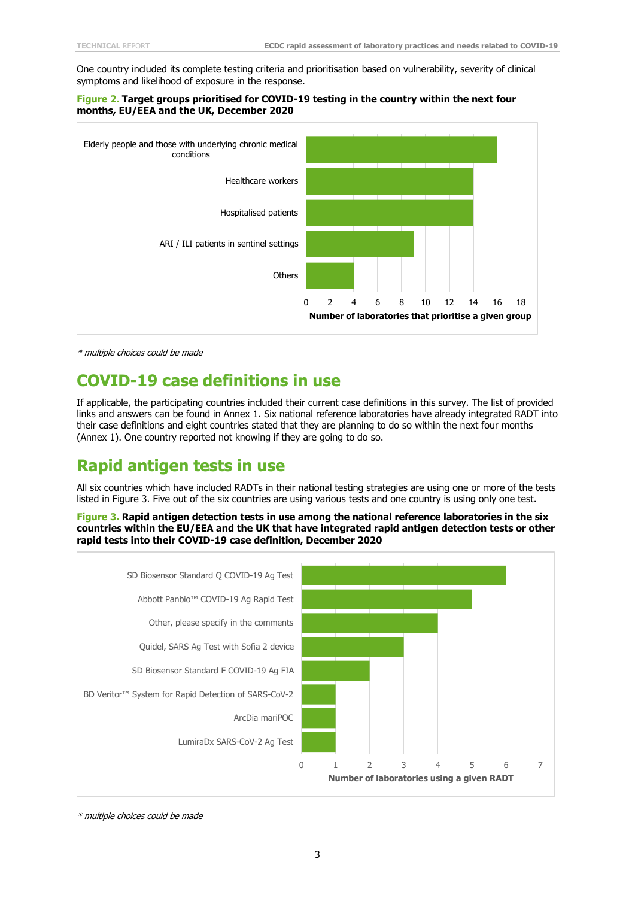One country included its complete testing criteria and prioritisation based on vulnerability, severity of clinical symptoms and likelihood of exposure in the response.

**Figure 2. Target groups prioritised for COVID-19 testing in the country within the next four months, EU/EEA and the UK, December 2020**

| Group | Number of laboratories that prioritise a given group |
|---|---|
| Elderly people and those with underlying chronic medical conditions | 16 |
| Healthcare workers | 14 |
| Hospitalised patients | 14 |
| ARI / ILI patients in sentinel settings | 9 |
| Others | 4 |

*\* multiple choices could be made*

## COVID-19 case definitions in use

If applicable, the participating countries included their current case definitions in this survey. The list of provided links and answers can be found in Annex 1. Six national reference laboratories have already integrated RADT into their case definitions and eight countries stated that they are planning to do so within the next four months (Annex 1). One country reported not knowing if they are going to do so.

## Rapid antigen tests in use

All six countries which have included RADTs in their national testing strategies are using one or more of the tests listed in Figure 3. Five out of the six countries are using various tests and one country is using only one test.

**Figure 3. Rapid antigen detection tests in use among the national reference laboratories in the six countries within the EU/EEA and the UK that have integrated rapid antigen detection tests or other rapid tests into their COVID-19 case definition, December 2020**

| RADT | Number of laboratories using a given RADT |
|---|---|
| SD Biosensor Standard Q COVID-19 Ag Test | 6 |
| Abbott Panbio™ COVID-19 Ag Rapid Test | 5 |
| Other, please specify in the comments | 4 |
| Quidel, SARS Ag Test with Sofia 2 device | 3 |
| SD Biosensor Standard F COVID-19 Ag FIA | 2 |
| BD Veritor™ System for Rapid Detection of SARS-CoV-2 | 1 |
| ArcDia mariPOC | 1 |
| LumiraDx SARS-CoV-2 Ag Test | 1 |

*\* multiple choices could be made*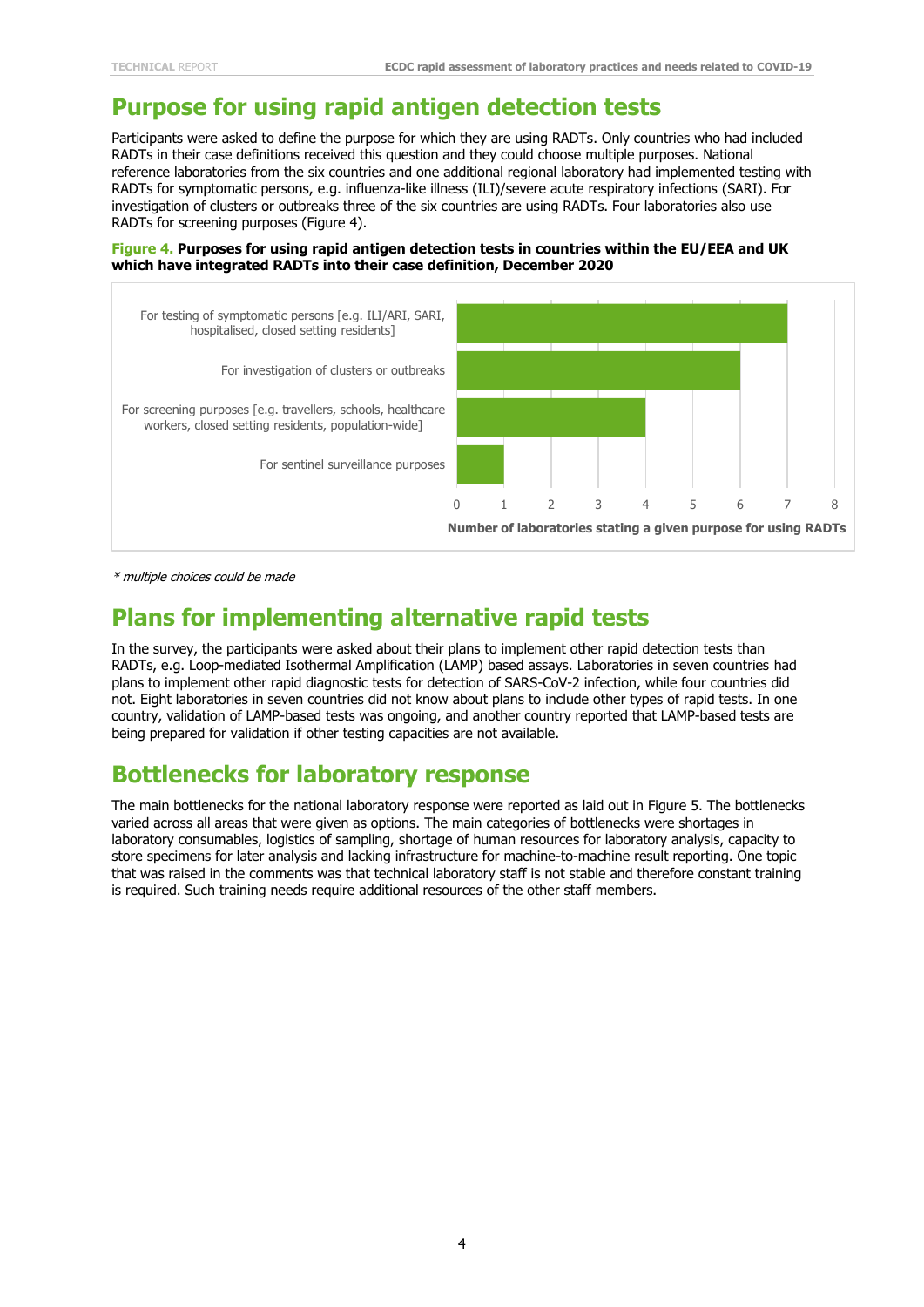## Purpose for using rapid antigen detection tests

Participants were asked to define the purpose for which they are using RADTs. Only countries who had included RADTs in their case definitions received this question and they could choose multiple purposes. National reference laboratories from the six countries and one additional regional laboratory had implemented testing with RADTs for symptomatic persons, e.g. influenza-like illness (ILI)/severe acute respiratory infections (SARI). For investigation of clusters or outbreaks three of the six countries are using RADTs. Four laboratories also use RADTs for screening purposes (Figure 4).

**Figure 4. Purposes for using rapid antigen detection tests in countries within the EU/EEA and UK which have integrated RADTs into their case definition, December 2020**

| Purpose | Number of laboratories stating a given purpose for using RADTs |
| --- | --- |
| For testing of symptomatic persons [e.g. ILI/ARI, SARI, hospitalised, closed setting residents] | 7 |
| For investigation of clusters or outbreaks | 6 |
| For screening purposes [e.g. travellers, schools, healthcare workers, closed setting residents, population-wide] | 4 |
| For sentinel surveillance purposes | 1 |

*\* multiple choices could be made*

## Plans for implementing alternative rapid tests

In the survey, the participants were asked about their plans to implement other rapid detection tests than RADTs, e.g. Loop-mediated Isothermal Amplification (LAMP) based assays. Laboratories in seven countries had plans to implement other rapid diagnostic tests for detection of SARS-CoV-2 infection, while four countries did not. Eight laboratories in seven countries did not know about plans to include other types of rapid tests. In one country, validation of LAMP-based tests was ongoing, and another country reported that LAMP-based tests are being prepared for validation if other testing capacities are not available.

## Bottlenecks for laboratory response

The main bottlenecks for the national laboratory response were reported as laid out in Figure 5. The bottlenecks varied across all areas that were given as options. The main categories of bottlenecks were shortages in laboratory consumables, logistics of sampling, shortage of human resources for laboratory analysis, capacity to store specimens for later analysis and lacking infrastructure for machine-to-machine result reporting. One topic that was raised in the comments was that technical laboratory staff is not stable and therefore constant training is required. Such training needs require additional resources of the other staff members.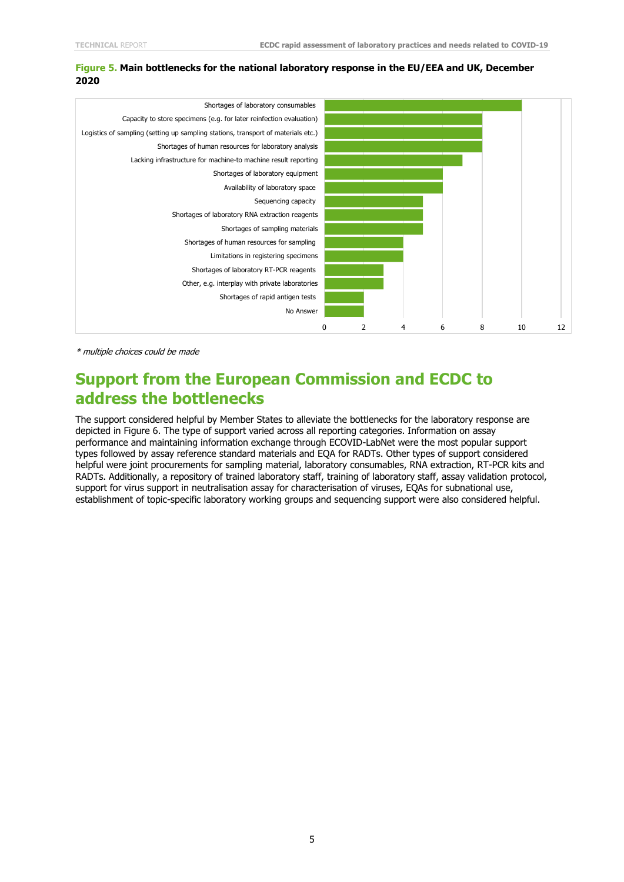**Figure 5. Main bottlenecks for the national laboratory response in the EU/EEA and UK, December 2020**

| Bottleneck | Count |
|---|---|
| Shortages of laboratory consumables | 10 |
| Capacity to store specimens (e.g. for later reinfection evaluation) | 8 |
| Logistics of sampling (setting up sampling stations, transport of materials etc.) | 8 |
| Shortages of human resources for laboratory analysis | 8 |
| Lacking infrastructure for machine-to machine result reporting | 7 |
| Shortages of laboratory equipment | 6 |
| Availability of laboratory space | 6 |
| Sequencing capacity | 5 |
| Shortages of laboratory RNA extraction reagents | 5 |
| Shortages of sampling materials | 5 |
| Shortages of human resources for sampling | 4 |
| Limitations in registering specimens | 4 |
| Shortages of laboratory RT-PCR reagents | 3 |
| Other, e.g. interplay with private laboratories | 3 |
| Shortages of rapid antigen tests | 2 |
| No Answer | 2 |

*\* multiple choices could be made*

## Support from the European Commission and ECDC to address the bottlenecks

The support considered helpful by Member States to alleviate the bottlenecks for the laboratory response are depicted in Figure 6. The type of support varied across all reporting categories. Information on assay performance and maintaining information exchange through ECOVID-LabNet were the most popular support types followed by assay reference standard materials and EQA for RADTs. Other types of support considered helpful were joint procurements for sampling material, laboratory consumables, RNA extraction, RT-PCR kits and RADTs. Additionally, a repository of trained laboratory staff, training of laboratory staff, assay validation protocol, support for virus support in neutralisation assay for characterisation of viruses, EQAs for subnational use, establishment of topic-specific laboratory working groups and sequencing support were also considered helpful.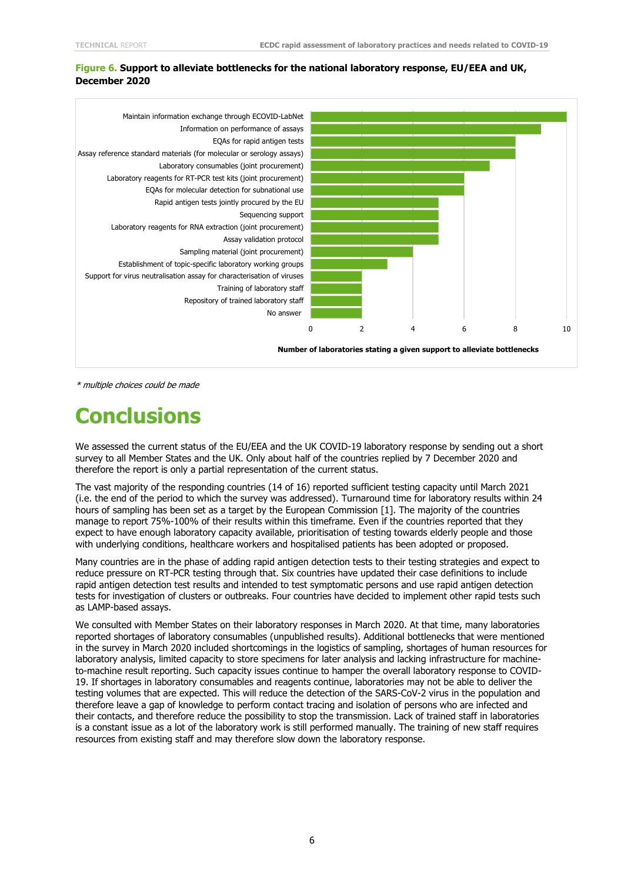**Figure 6. Support to alleviate bottlenecks for the national laboratory response, EU/EEA and UK, December 2020**

| Support | Number of laboratories |
|---|---|
| Maintain information exchange through ECOVID-LabNet | 10 |
| Information on performance of assays | 9 |
| EQAs for rapid antigen tests | 8 |
| Assay reference standard materials (for molecular or serology assays) | 8 |
| Laboratory consumables (joint procurement) | 7 |
| Laboratory reagents for RT-PCR test kits (joint procurement) | 6 |
| EQAs for molecular detection for subnational use | 6 |
| Rapid antigen tests jointly procured by the EU | 5 |
| Sequencing support | 5 |
| Laboratory reagents for RNA extraction (joint procurement) | 5 |
| Assay validation protocol | 5 |
| Sampling material (joint procurement) | 4 |
| Establishment of topic-specific laboratory working groups | 3 |
| Support for virus neutralisation assay for characterisation of viruses | 2 |
| Training of laboratory staff | 2 |
| Repository of trained laboratory staff | 2 |
| No answer | 2 |

Number of laboratories stating a given support to alleviate bottlenecks

*\* multiple choices could be made*

# Conclusions

We assessed the current status of the EU/EEA and the UK COVID-19 laboratory response by sending out a short survey to all Member States and the UK. Only about half of the countries replied by 7 December 2020 and therefore the report is only a partial representation of the current status.

The vast majority of the responding countries (14 of 16) reported sufficient testing capacity until March 2021 (i.e. the end of the period to which the survey was addressed). Turnaround time for laboratory results within 24 hours of sampling has been set as a target by the European Commission [1]. The majority of the countries manage to report 75%-100% of their results within this timeframe. Even if the countries reported that they expect to have enough laboratory capacity available, prioritisation of testing towards elderly people and those with underlying conditions, healthcare workers and hospitalised patients has been adopted or proposed.

Many countries are in the phase of adding rapid antigen detection tests to their testing strategies and expect to reduce pressure on RT-PCR testing through that. Six countries have updated their case definitions to include rapid antigen detection test results and intended to test symptomatic persons and use rapid antigen detection tests for investigation of clusters or outbreaks. Four countries have decided to implement other rapid tests such as LAMP-based assays.

We consulted with Member States on their laboratory responses in March 2020. At that time, many laboratories reported shortages of laboratory consumables (unpublished results). Additional bottlenecks that were mentioned in the survey in March 2020 included shortcomings in the logistics of sampling, shortages of human resources for laboratory analysis, limited capacity to store specimens for later analysis and lacking infrastructure for machine-to-machine result reporting. Such capacity issues continue to hamper the overall laboratory response to COVID-19. If shortages in laboratory consumables and reagents continue, laboratories may not be able to deliver the testing volumes that are expected. This will reduce the detection of the SARS-CoV-2 virus in the population and therefore leave a gap of knowledge to perform contact tracing and isolation of persons who are infected and their contacts, and therefore reduce the possibility to stop the transmission. Lack of trained staff in laboratories is a constant issue as a lot of the laboratory work is still performed manually. The training of new staff requires resources from existing staff and may therefore slow down the laboratory response.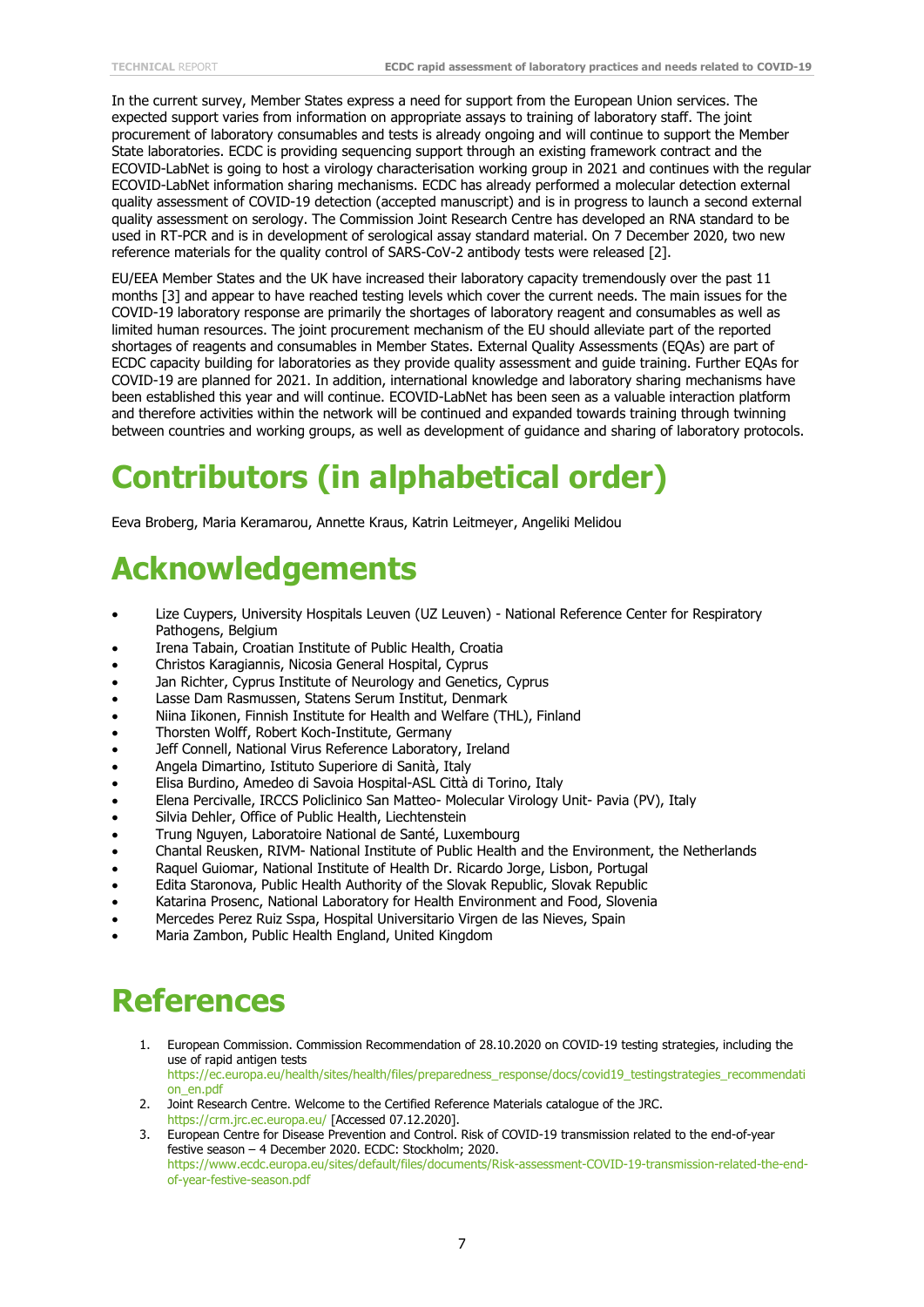In the current survey, Member States express a need for support from the European Union services. The expected support varies from information on appropriate assays to training of laboratory staff. The joint procurement of laboratory consumables and tests is already ongoing and will continue to support the Member State laboratories. ECDC is providing sequencing support through an existing framework contract and the ECOVID-LabNet is going to host a virology characterisation working group in 2021 and continues with the regular ECOVID-LabNet information sharing mechanisms. ECDC has already performed a molecular detection external quality assessment of COVID-19 detection (accepted manuscript) and is in progress to launch a second external quality assessment on serology. The Commission Joint Research Centre has developed an RNA standard to be used in RT-PCR and is in development of serological assay standard material. On 7 December 2020, two new reference materials for the quality control of SARS-CoV-2 antibody tests were released [2].

EU/EEA Member States and the UK have increased their laboratory capacity tremendously over the past 11 months [3] and appear to have reached testing levels which cover the current needs. The main issues for the COVID-19 laboratory response are primarily the shortages of laboratory reagent and consumables as well as limited human resources. The joint procurement mechanism of the EU should alleviate part of the reported shortages of reagents and consumables in Member States. External Quality Assessments (EQAs) are part of ECDC capacity building for laboratories as they provide quality assessment and guide training. Further EQAs for COVID-19 are planned for 2021. In addition, international knowledge and laboratory sharing mechanisms have been established this year and will continue. ECOVID-LabNet has been seen as a valuable interaction platform and therefore activities within the network will be continued and expanded towards training through twinning between countries and working groups, as well as development of guidance and sharing of laboratory protocols.

# Contributors (in alphabetical order)

Eeva Broberg, Maria Keramarou, Annette Kraus, Katrin Leitmeyer, Angeliki Melidou

# Acknowledgements

- Lize Cuypers, University Hospitals Leuven (UZ Leuven) - National Reference Center for Respiratory Pathogens, Belgium
- Irena Tabain, Croatian Institute of Public Health, Croatia
- Christos Karagiannis, Nicosia General Hospital, Cyprus
- Jan Richter, Cyprus Institute of Neurology and Genetics, Cyprus
- Lasse Dam Rasmussen, Statens Serum Institut, Denmark
- Niina Iikonen, Finnish Institute for Health and Welfare (THL), Finland
- Thorsten Wolff, Robert Koch-Institute, Germany
- Jeff Connell, National Virus Reference Laboratory, Ireland
- Angela Dimartino, Istituto Superiore di Sanità, Italy
- Elisa Burdino, Amedeo di Savoia Hospital-ASL Città di Torino, Italy
- Elena Percivalle, IRCCS Policlinico San Matteo- Molecular Virology Unit- Pavia (PV), Italy
- Silvia Dehler, Office of Public Health, Liechtenstein
- Trung Nguyen, Laboratoire National de Santé, Luxembourg
- Chantal Reusken, RIVM- National Institute of Public Health and the Environment, the Netherlands
- Raquel Guiomar, National Institute of Health Dr. Ricardo Jorge, Lisbon, Portugal
- Edita Staronova, Public Health Authority of the Slovak Republic, Slovak Republic
- Katarina Prosenc, National Laboratory for Health Environment and Food, Slovenia
- Mercedes Perez Ruiz Sspa, Hospital Universitario Virgen de las Nieves, Spain
- Maria Zambon, Public Health England, United Kingdom

# References

1. European Commission. Commission Recommendation of 28.10.2020 on COVID-19 testing strategies, including the use of rapid antigen tests https://ec.europa.eu/health/sites/health/files/preparedness_response/docs/covid19_testingstrategies_recommendation_en.pdf
2. Joint Research Centre. Welcome to the Certified Reference Materials catalogue of the JRC. https://crm.jrc.ec.europa.eu/ [Accessed 07.12.2020].
3. European Centre for Disease Prevention and Control. Risk of COVID-19 transmission related to the end-of-year festive season – 4 December 2020. ECDC: Stockholm; 2020. https://www.ecdc.europa.eu/sites/default/files/documents/Risk-assessment-COVID-19-transmission-related-the-end-of-year-festive-season.pdf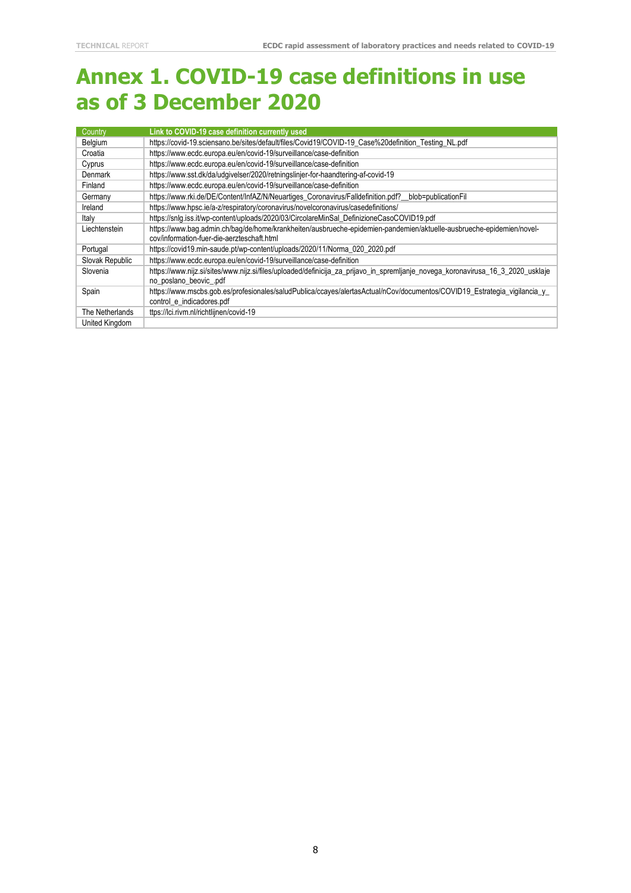# Annex 1. COVID-19 case definitions in use as of 3 December 2020

| Country | Link to COVID-19 case definition currently used |
|---|---|
| Belgium | https://covid-19.sciensano.be/sites/default/files/Covid19/COVID-19_Case%20definition_Testing_NL.pdf |
| Croatia | https://www.ecdc.europa.eu/en/covid-19/surveillance/case-definition |
| Cyprus | https://www.ecdc.europa.eu/en/covid-19/surveillance/case-definition |
| Denmark | https://www.sst.dk/da/udgivelser/2020/retningslinjer-for-haandtering-af-covid-19 |
| Finland | https://www.ecdc.europa.eu/en/covid-19/surveillance/case-definition |
| Germany | https://www.rki.de/DE/Content/InfAZ/N/Neuartiges_Coronavirus/Falldefinition.pdf?__blob=publicationFil |
| Ireland | https://www.hpsc.ie/a-z/respiratory/coronavirus/novelcoronavirus/casedefinitions/ |
| Italy | https://snlg.iss.it/wp-content/uploads/2020/03/CircolareMinSal_DefinizioneCasoCOVID19.pdf |
| Liechtenstein | https://www.bag.admin.ch/bag/de/home/krankheiten/ausbrueche-epidemien-pandemien/aktuelle-ausbrueche-epidemien/novel-cov/information-fuer-die-aerzteschaft.html |
| Portugal | https://covid19.min-saude.pt/wp-content/uploads/2020/11/Norma_020_2020.pdf |
| Slovak Republic | https://www.ecdc.europa.eu/en/covid-19/surveillance/case-definition |
| Slovenia | https://www.nijz.si/sites/www.nijz.si/files/uploaded/definicija_za_prijavo_in_spremljanje_novega_koronavirusa_16_3_2020_usklajeno_poslano_beovic_.pdf |
| Spain | https://www.mscbs.gob.es/profesionales/saludPublica/ccayes/alertasActual/nCov/documentos/COVID19_Estrategia_vigilancia_y_control_e_indicadores.pdf |
| The Netherlands | ttps://lci.rivm.nl/richtlijnen/covid-19 |
| United Kingdom | |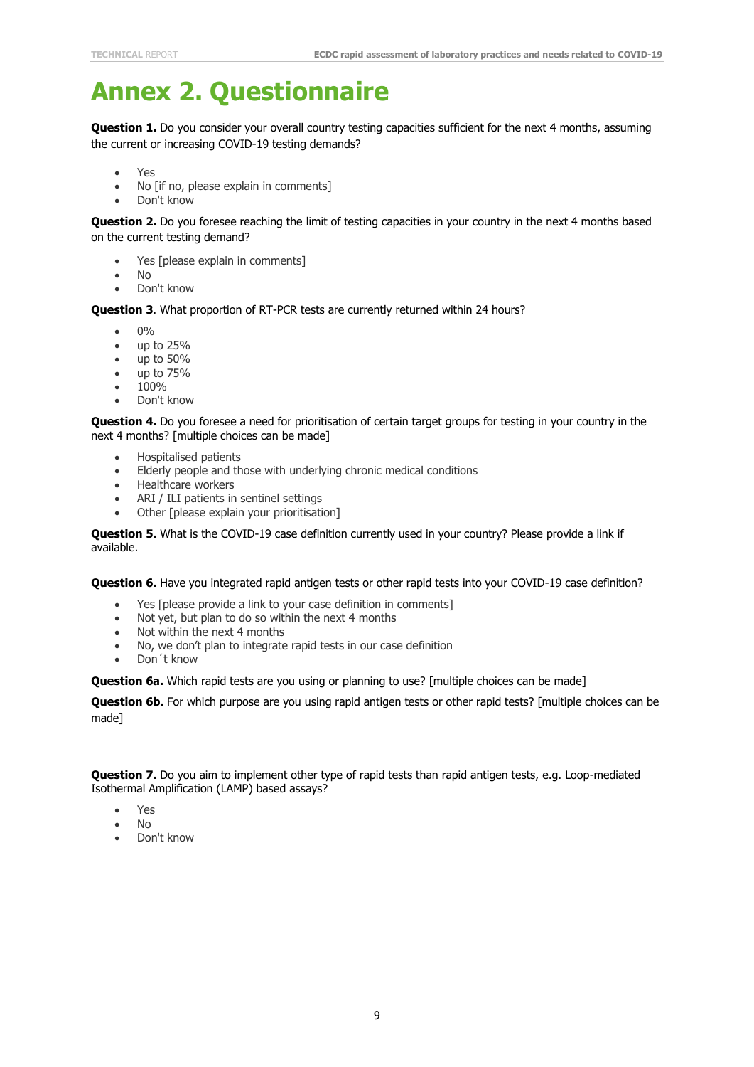# Annex 2. Questionnaire

**Question 1.** Do you consider your overall country testing capacities sufficient for the next 4 months, assuming the current or increasing COVID-19 testing demands?

- Yes
- No [if no, please explain in comments]
- Don't know

**Question 2.** Do you foresee reaching the limit of testing capacities in your country in the next 4 months based on the current testing demand?

- Yes [please explain in comments]
- No
- Don't know

**Question 3**. What proportion of RT-PCR tests are currently returned within 24 hours?

- 0%
- up to 25%
- up to 50%
- up to 75%
- 100%
- Don't know

**Question 4.** Do you foresee a need for prioritisation of certain target groups for testing in your country in the next 4 months? [multiple choices can be made]

- Hospitalised patients
- Elderly people and those with underlying chronic medical conditions
- Healthcare workers
- ARI / ILI patients in sentinel settings
- Other [please explain your prioritisation]

**Question 5.** What is the COVID-19 case definition currently used in your country? Please provide a link if available.

**Question 6.** Have you integrated rapid antigen tests or other rapid tests into your COVID-19 case definition?

- Yes [please provide a link to your case definition in comments]
- Not yet, but plan to do so within the next 4 months
- Not within the next 4 months
- No, we don't plan to integrate rapid tests in our case definition
- Don´t know

**Question 6a.** Which rapid tests are you using or planning to use? [multiple choices can be made]

**Question 6b.** For which purpose are you using rapid antigen tests or other rapid tests? [multiple choices can be made]

**Question 7.** Do you aim to implement other type of rapid tests than rapid antigen tests, e.g. Loop-mediated Isothermal Amplification (LAMP) based assays?

- Yes
- No
- Don't know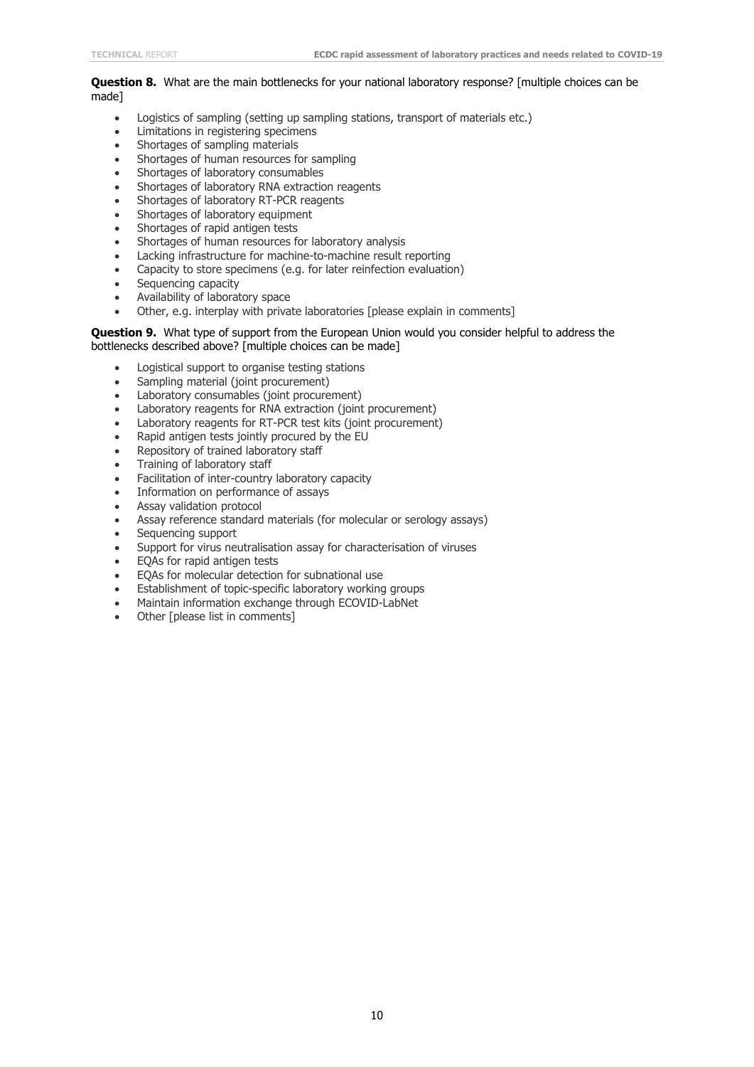**Question 8.** What are the main bottlenecks for your national laboratory response? [multiple choices can be made]

- Logistics of sampling (setting up sampling stations, transport of materials etc.)
- Limitations in registering specimens
- Shortages of sampling materials
- Shortages of human resources for sampling
- Shortages of laboratory consumables
- Shortages of laboratory RNA extraction reagents
- Shortages of laboratory RT-PCR reagents
- Shortages of laboratory equipment
- Shortages of rapid antigen tests
- Shortages of human resources for laboratory analysis
- Lacking infrastructure for machine-to-machine result reporting
- Capacity to store specimens (e.g. for later reinfection evaluation)
- Sequencing capacity
- Availability of laboratory space
- Other, e.g. interplay with private laboratories [please explain in comments]

**Question 9.** What type of support from the European Union would you consider helpful to address the bottlenecks described above? [multiple choices can be made]

- Logistical support to organise testing stations
- Sampling material (joint procurement)
- Laboratory consumables (joint procurement)
- Laboratory reagents for RNA extraction (joint procurement)
- Laboratory reagents for RT-PCR test kits (joint procurement)
- Rapid antigen tests jointly procured by the EU
- Repository of trained laboratory staff
- Training of laboratory staff
- Facilitation of inter-country laboratory capacity
- Information on performance of assays
- Assay validation protocol
- Assay reference standard materials (for molecular or serology assays)
- Sequencing support
- Support for virus neutralisation assay for characterisation of viruses
- EQAs for rapid antigen tests
- EQAs for molecular detection for subnational use
- Establishment of topic-specific laboratory working groups
- Maintain information exchange through ECOVID-LabNet
- Other [please list in comments]